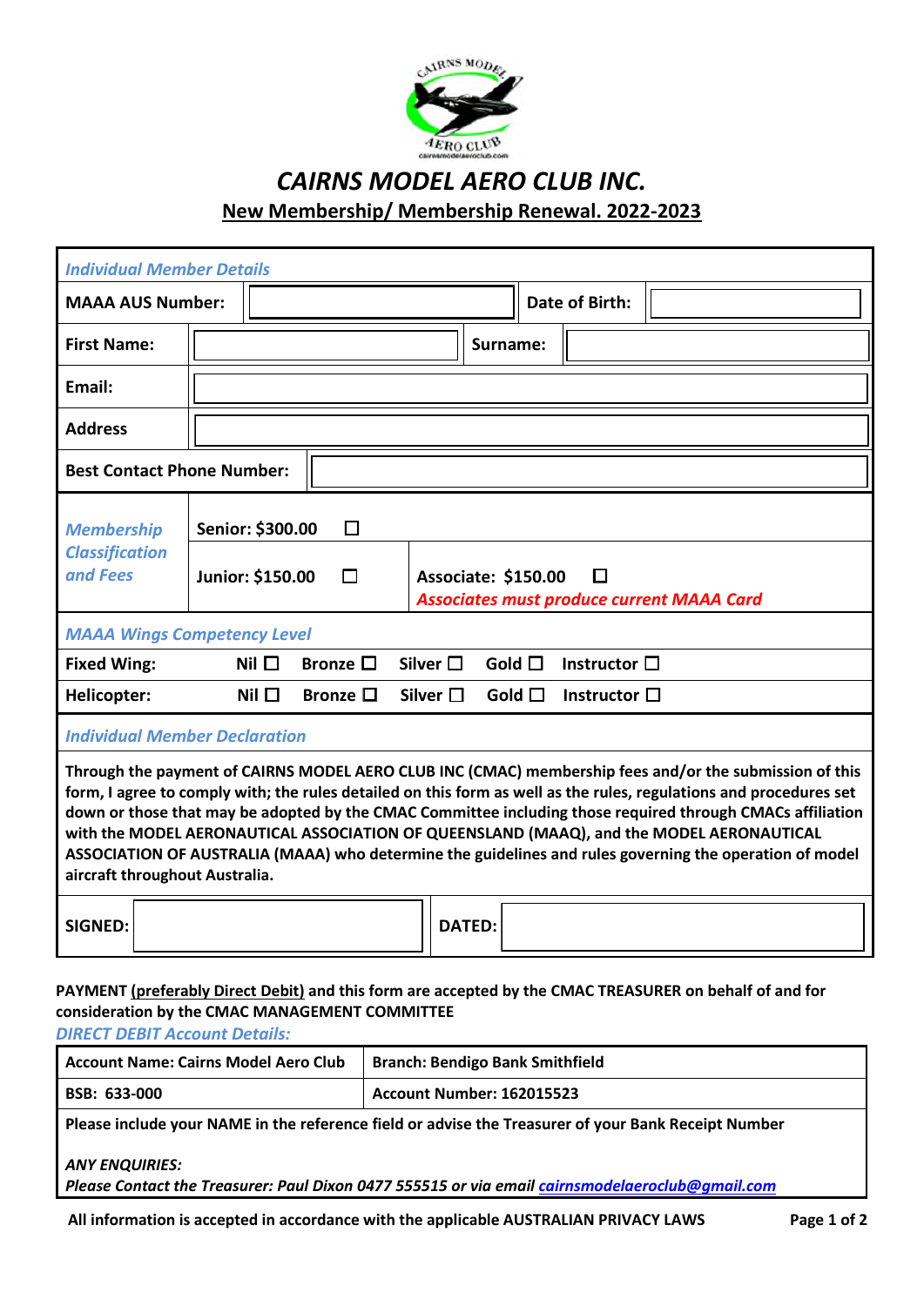# *CAIRNS MODEL AERO CLUB INC.*

## New Membership/ Membership Renewal. 2022-2023

| *Individual Member Details* | | | |
|---|---|---|---|
| **MAAA AUS Number:** | | **Date of Birth:** | |
| **First Name:** | | **Surname:** | |
| **Email:** | | | |
| **Address** | | | |
| **Best Contact Phone Number:** | | | |

| *Membership Classification and Fees* | | |
|---|---|---|
| | **Senior: $300.00** ☐ | |
| | **Junior: $150.00** ☐ | **Associate: $150.00** ☐ *Associates must produce current MAAA Card* |

| *MAAA Wings Competency Level* | | | | | |
|---|---|---|---|---|---|
| **Fixed Wing:** | Nil ☐ | Bronze ☐ | Silver ☐ | Gold ☐ | Instructor ☐ |
| **Helicopter:** | Nil ☐ | Bronze ☐ | Silver ☐ | Gold ☐ | Instructor ☐ |

*Individual Member Declaration*

**Through the payment of CAIRNS MODEL AERO CLUB INC (CMAC) membership fees and/or the submission of this form, I agree to comply with; the rules detailed on this form as well as the rules, regulations and procedures set down or those that may be adopted by the CMAC Committee including those required through CMACs affiliation with the MODEL AERONAUTICAL ASSOCIATION OF QUEENSLAND (MAAQ), and the MODEL AERONAUTICAL ASSOCIATION OF AUSTRALIA (MAAA) who determine the guidelines and rules governing the operation of model aircraft throughout Australia.**

| **SIGNED:** | | **DATED:** | |
|---|---|---|---|

**PAYMENT (preferably Direct Debit) and this form are accepted by the CMAC TREASURER on behalf of and for consideration by the CMAC MANAGEMENT COMMITTEE**

*DIRECT DEBIT Account Details:*

| **Account Name: Cairns Model Aero Club** | **Branch: Bendigo Bank Smithfield** |
|---|---|
| **BSB: 633-000** | **Account Number: 162015523** |
| **Please include your NAME in the reference field or advise the Treasurer of your Bank Receipt Number** | |

***ANY ENQUIRIES:***

***Please Contact the Treasurer: Paul Dixon 0477 555515 or via email cairnsmodelaeroclub@gmail.com***

**All information is accepted in accordance with the applicable AUSTRALIAN PRIVACY LAWS**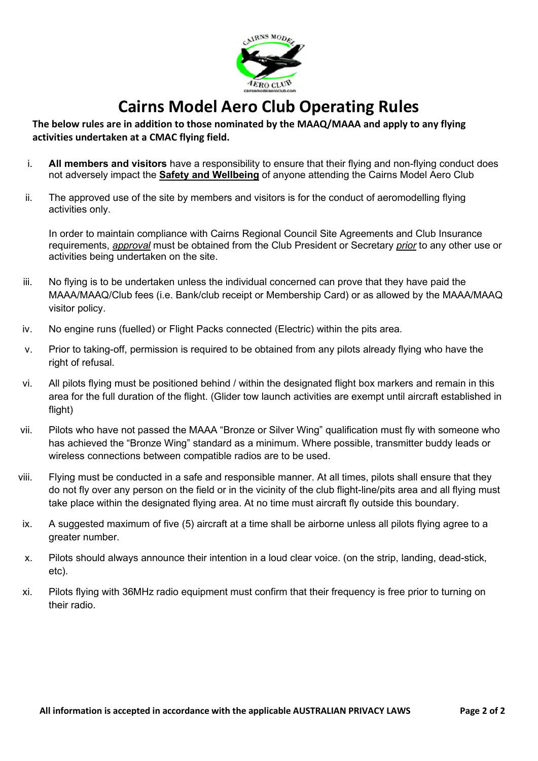# Cairns Model Aero Club Operating Rules

**The below rules are in addition to those nominated by the MAAQ/MAAA and apply to any flying activities undertaken at a CMAC flying field.**

i. **All members and visitors** have a responsibility to ensure that their flying and non-flying conduct does not adversely impact the **Safety and Wellbeing** of anyone attending the Cairns Model Aero Club

ii. The approved use of the site by members and visitors is for the conduct of aeromodelling flying activities only.

   In order to maintain compliance with Cairns Regional Council Site Agreements and Club Insurance requirements, *approval* must be obtained from the Club President or Secretary *prior* to any other use or activities being undertaken on the site.

iii. No flying is to be undertaken unless the individual concerned can prove that they have paid the MAAA/MAAQ/Club fees (i.e. Bank/club receipt or Membership Card) or as allowed by the MAAA/MAAQ visitor policy.

iv. No engine runs (fuelled) or Flight Packs connected (Electric) within the pits area.

v. Prior to taking-off, permission is required to be obtained from any pilots already flying who have the right of refusal.

vi. All pilots flying must be positioned behind / within the designated flight box markers and remain in this area for the full duration of the flight. (Glider tow launch activities are exempt until aircraft established in flight)

vii. Pilots who have not passed the MAAA "Bronze or Silver Wing" qualification must fly with someone who has achieved the "Bronze Wing" standard as a minimum. Where possible, transmitter buddy leads or wireless connections between compatible radios are to be used.

viii. Flying must be conducted in a safe and responsible manner. At all times, pilots shall ensure that they do not fly over any person on the field or in the vicinity of the club flight-line/pits area and all flying must take place within the designated flying area. At no time must aircraft fly outside this boundary.

ix. A suggested maximum of five (5) aircraft at a time shall be airborne unless all pilots flying agree to a greater number.

x. Pilots should always announce their intention in a loud clear voice. (on the strip, landing, dead-stick, etc).

xi. Pilots flying with 36MHz radio equipment must confirm that their frequency is free prior to turning on their radio.

**All information is accepted in accordance with the applicable AUSTRALIAN PRIVACY LAWS**